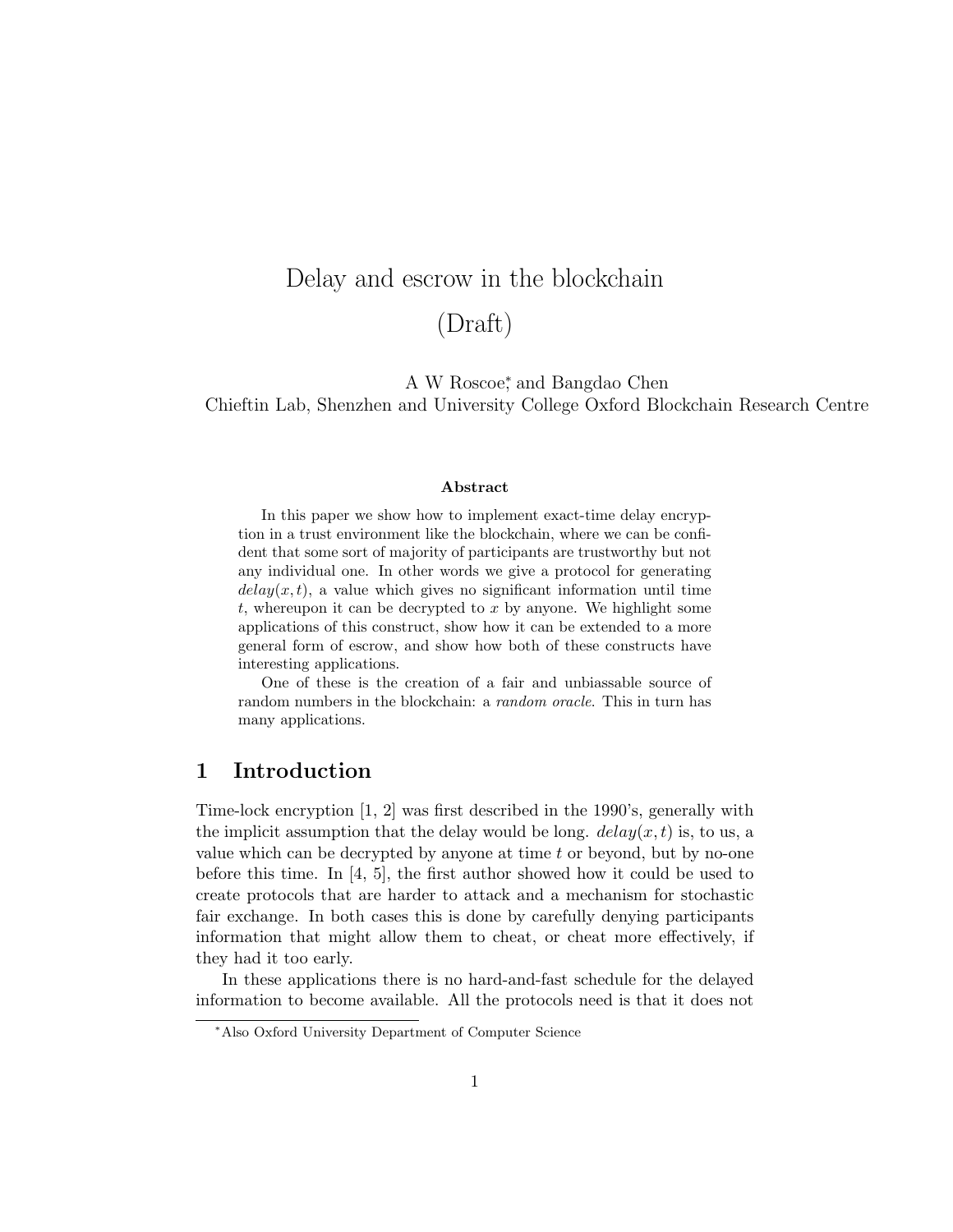# Delay and escrow in the blockchain

## (Draft)

A W Roscoe*, and Bangdao Chen
Chieftin Lab, Shenzhen and University College Oxford Blockchain Research Centre

### Abstract

In this paper we show how to implement exact-time delay encryption in a trust environment like the blockchain, where we can be confident that some sort of majority of participants are trustworthy but not any individual one. In other words we give a protocol for generating $delay(x, t)$, a value which gives no significant information until time $t$, whereupon it can be decrypted to $x$ by anyone. We highlight some applications of this construct, show how it can be extended to a more general form of escrow, and show how both of these constructs have interesting applications.

One of these is the creation of a fair and unbiassable source of random numbers in the blockchain: a *random oracle*. This in turn has many applications.

## 1 Introduction

Time-lock encryption [1, 2] was first described in the 1990's, generally with the implicit assumption that the delay would be long. $delay(x, t)$ is, to us, a value which can be decrypted by anyone at time $t$ or beyond, but by no-one before this time. In [4, 5], the first author showed how it could be used to create protocols that are harder to attack and a mechanism for stochastic fair exchange. In both cases this is done by carefully denying participants information that might allow them to cheat, or cheat more effectively, if they had it too early.

In these applications there is no hard-and-fast schedule for the delayed information to become available. All the protocols need is that it does not

*Also Oxford University Department of Computer Science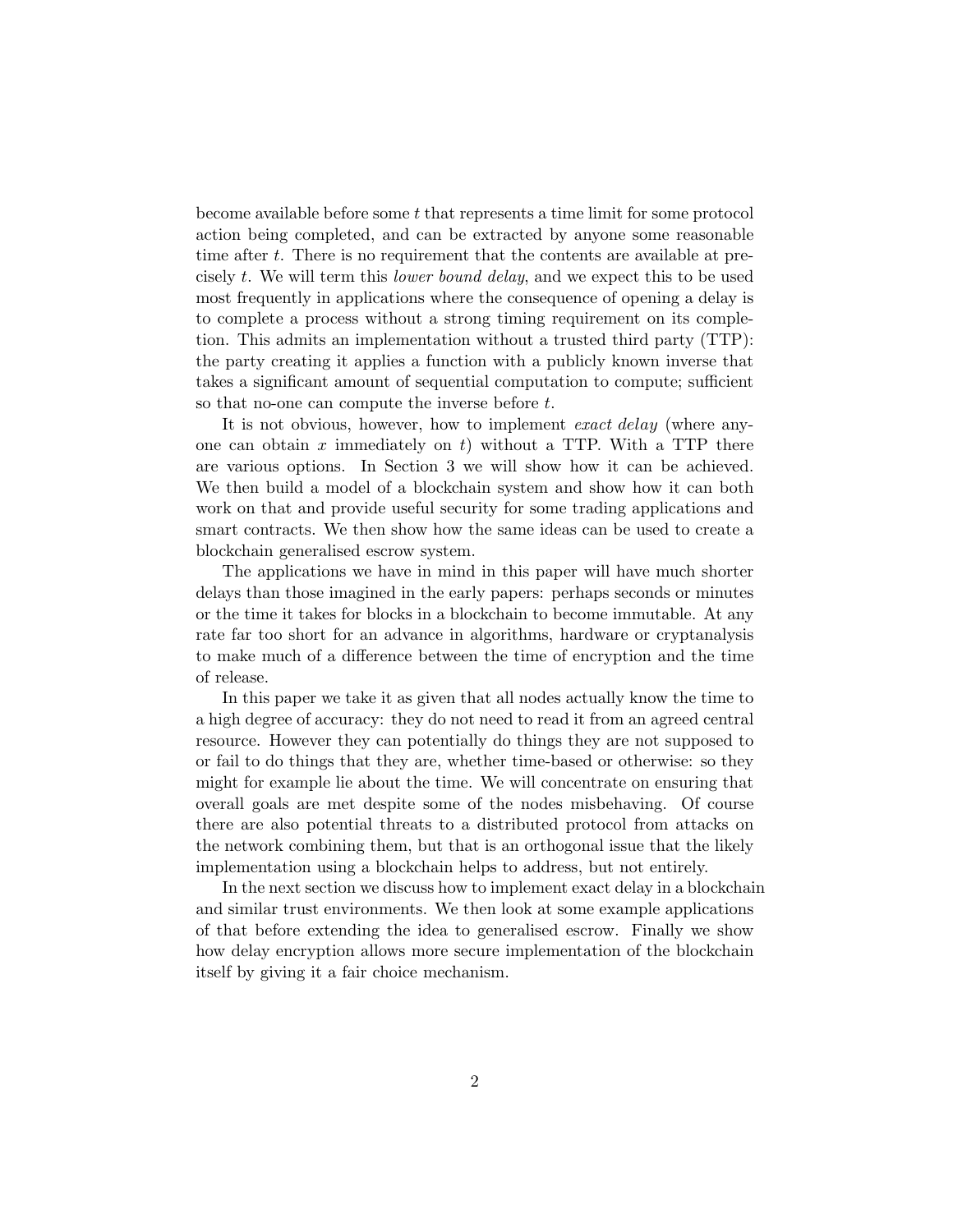become available before some $t$ that represents a time limit for some protocol action being completed, and can be extracted by anyone some reasonable time after $t$. There is no requirement that the contents are available at precisely $t$. We will term this *lower bound delay*, and we expect this to be used most frequently in applications where the consequence of opening a delay is to complete a process without a strong timing requirement on its completion. This admits an implementation without a trusted third party (TTP): the party creating it applies a function with a publicly known inverse that takes a significant amount of sequential computation to compute; sufficient so that no-one can compute the inverse before $t$.

It is not obvious, however, how to implement *exact delay* (where anyone can obtain $x$ immediately on $t$) without a TTP. With a TTP there are various options. In Section 3 we will show how it can be achieved. We then build a model of a blockchain system and show how it can both work on that and provide useful security for some trading applications and smart contracts. We then show how the same ideas can be used to create a blockchain generalised escrow system.

The applications we have in mind in this paper will have much shorter delays than those imagined in the early papers: perhaps seconds or minutes or the time it takes for blocks in a blockchain to become immutable. At any rate far too short for an advance in algorithms, hardware or cryptanalysis to make much of a difference between the time of encryption and the time of release.

In this paper we take it as given that all nodes actually know the time to a high degree of accuracy: they do not need to read it from an agreed central resource. However they can potentially do things they are not supposed to or fail to do things that they are, whether time-based or otherwise: so they might for example lie about the time. We will concentrate on ensuring that overall goals are met despite some of the nodes misbehaving. Of course there are also potential threats to a distributed protocol from attacks on the network combining them, but that is an orthogonal issue that the likely implementation using a blockchain helps to address, but not entirely.

In the next section we discuss how to implement exact delay in a blockchain and similar trust environments. We then look at some example applications of that before extending the idea to generalised escrow. Finally we show how delay encryption allows more secure implementation of the blockchain itself by giving it a fair choice mechanism.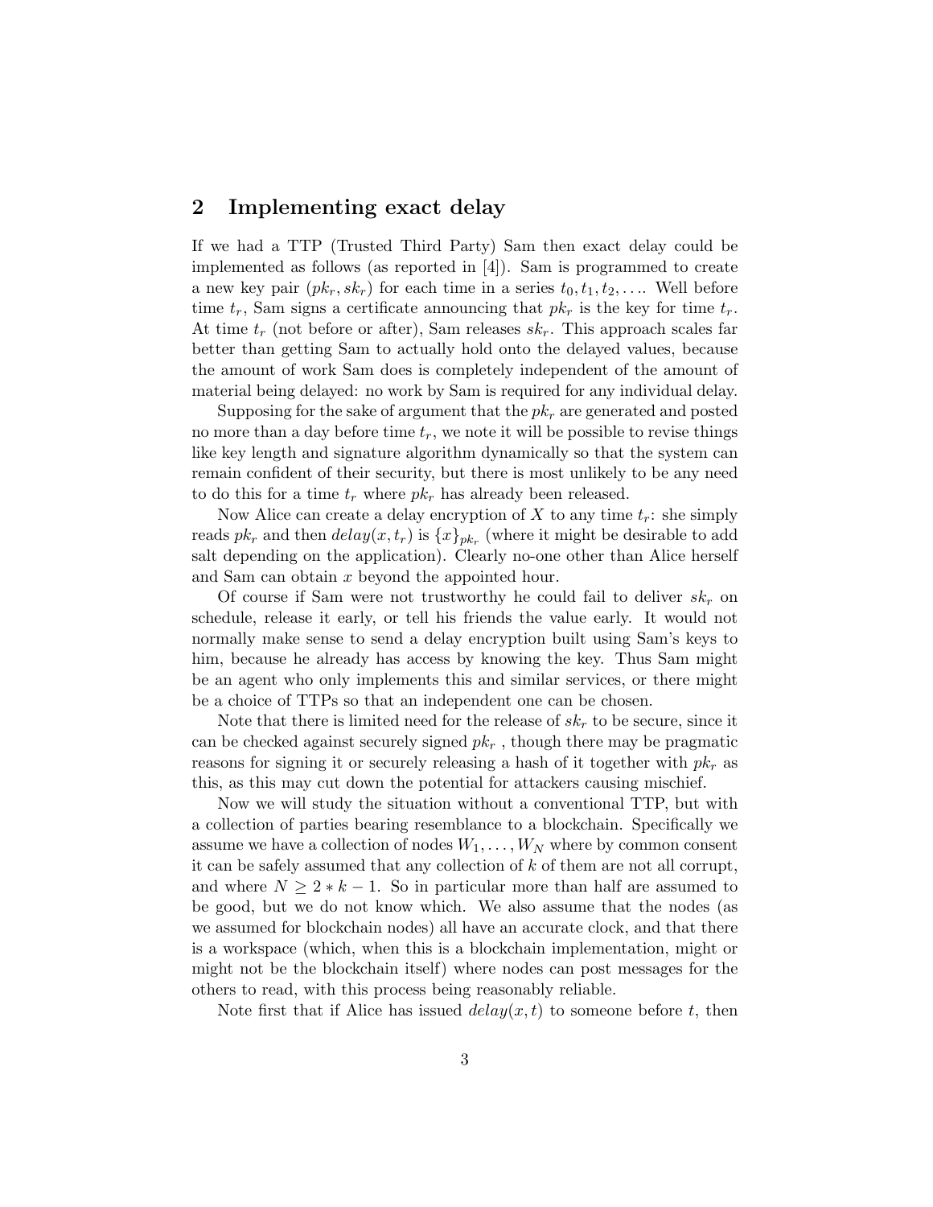## 2 Implementing exact delay

If we had a TTP (Trusted Third Party) Sam then exact delay could be implemented as follows (as reported in [4]). Sam is programmed to create a new key pair $(pk_r, sk_r)$ for each time in a series $t_0, t_1, t_2, \ldots$. Well before time $t_r$, Sam signs a certificate announcing that $pk_r$ is the key for time $t_r$. At time $t_r$ (not before or after), Sam releases $sk_r$. This approach scales far better than getting Sam to actually hold onto the delayed values, because the amount of work Sam does is completely independent of the amount of material being delayed: no work by Sam is required for any individual delay.

Supposing for the sake of argument that the $pk_r$ are generated and posted no more than a day before time $t_r$, we note it will be possible to revise things like key length and signature algorithm dynamically so that the system can remain confident of their security, but there is most unlikely to be any need to do this for a time $t_r$ where $pk_r$ has already been released.

Now Alice can create a delay encryption of $X$ to any time $t_r$: she simply reads $pk_r$ and then $delay(x, t_r)$ is $\{x\}_{pk_r}$ (where it might be desirable to add salt depending on the application). Clearly no-one other than Alice herself and Sam can obtain $x$ beyond the appointed hour.

Of course if Sam were not trustworthy he could fail to deliver $sk_r$ on schedule, release it early, or tell his friends the value early. It would not normally make sense to send a delay encryption built using Sam's keys to him, because he already has access by knowing the key. Thus Sam might be an agent who only implements this and similar services, or there might be a choice of TTPs so that an independent one can be chosen.

Note that there is limited need for the release of $sk_r$ to be secure, since it can be checked against securely signed $pk_r$ , though there may be pragmatic reasons for signing it or securely releasing a hash of it together with $pk_r$ as this, as this may cut down the potential for attackers causing mischief.

Now we will study the situation without a conventional TTP, but with a collection of parties bearing resemblance to a blockchain. Specifically we assume we have a collection of nodes $W_1, \ldots, W_N$ where by common consent it can be safely assumed that any collection of $k$ of them are not all corrupt, and where $N \geq 2 * k - 1$. So in particular more than half are assumed to be good, but we do not know which. We also assume that the nodes (as we assumed for blockchain nodes) all have an accurate clock, and that there is a workspace (which, when this is a blockchain implementation, might or might not be the blockchain itself) where nodes can post messages for the others to read, with this process being reasonably reliable.

Note first that if Alice has issued $delay(x, t)$ to someone before $t$, then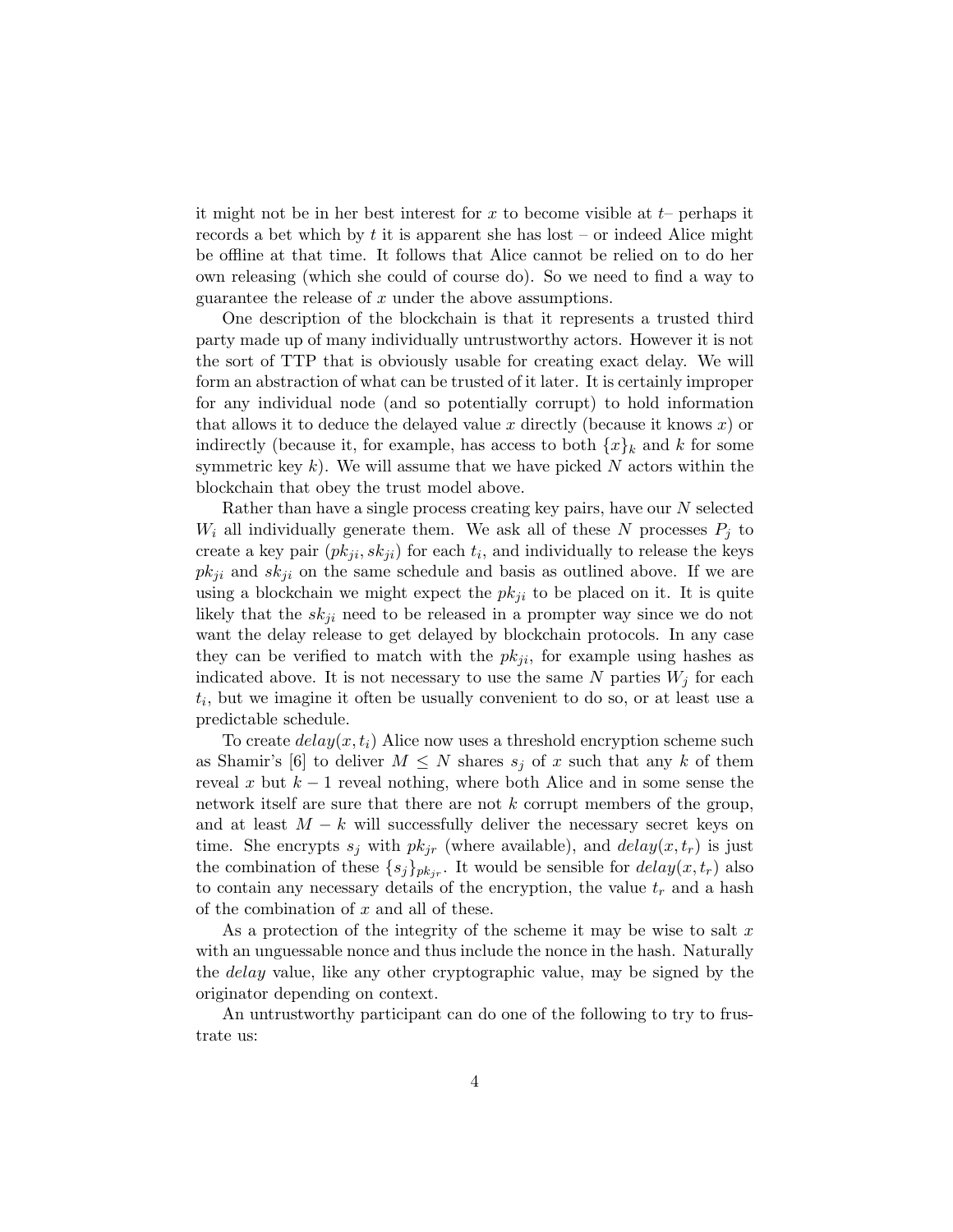it might not be in her best interest for $x$ to become visible at $t$– perhaps it records a bet which by $t$ it is apparent she has lost – or indeed Alice might be offline at that time. It follows that Alice cannot be relied on to do her own releasing (which she could of course do). So we need to find a way to guarantee the release of $x$ under the above assumptions.

One description of the blockchain is that it represents a trusted third party made up of many individually untrustworthy actors. However it is not the sort of TTP that is obviously usable for creating exact delay. We will form an abstraction of what can be trusted of it later. It is certainly improper for any individual node (and so potentially corrupt) to hold information that allows it to deduce the delayed value $x$ directly (because it knows $x$) or indirectly (because it, for example, has access to both $\{x\}_k$ and $k$ for some symmetric key $k$). We will assume that we have picked $N$ actors within the blockchain that obey the trust model above.

Rather than have a single process creating key pairs, have our $N$ selected $W_i$ all individually generate them. We ask all of these $N$ processes $P_j$ to create a key pair $(pk_{ji}, sk_{ji})$ for each $t_i$, and individually to release the keys $pk_{ji}$ and $sk_{ji}$ on the same schedule and basis as outlined above. If we are using a blockchain we might expect the $pk_{ji}$ to be placed on it. It is quite likely that the $sk_{ji}$ need to be released in a prompter way since we do not want the delay release to get delayed by blockchain protocols. In any case they can be verified to match with the $pk_{ji}$, for example using hashes as indicated above. It is not necessary to use the same $N$ parties $W_j$ for each $t_i$, but we imagine it often be usually convenient to do so, or at least use a predictable schedule.

To create $delay(x, t_i)$ Alice now uses a threshold encryption scheme such as Shamir's [6] to deliver $M \leq N$ shares $s_j$ of $x$ such that any $k$ of them reveal $x$ but $k-1$ reveal nothing, where both Alice and in some sense the network itself are sure that there are not $k$ corrupt members of the group, and at least $M-k$ will successfully deliver the necessary secret keys on time. She encrypts $s_j$ with $pk_{jr}$ (where available), and $delay(x, t_r)$ is just the combination of these $\{s_j\}_{pk_{jr}}$. It would be sensible for $delay(x, t_r)$ also to contain any necessary details of the encryption, the value $t_r$ and a hash of the combination of $x$ and all of these.

As a protection of the integrity of the scheme it may be wise to salt $x$ with an unguessable nonce and thus include the nonce in the hash. Naturally the *delay* value, like any other cryptographic value, may be signed by the originator depending on context.

An untrustworthy participant can do one of the following to try to frustrate us: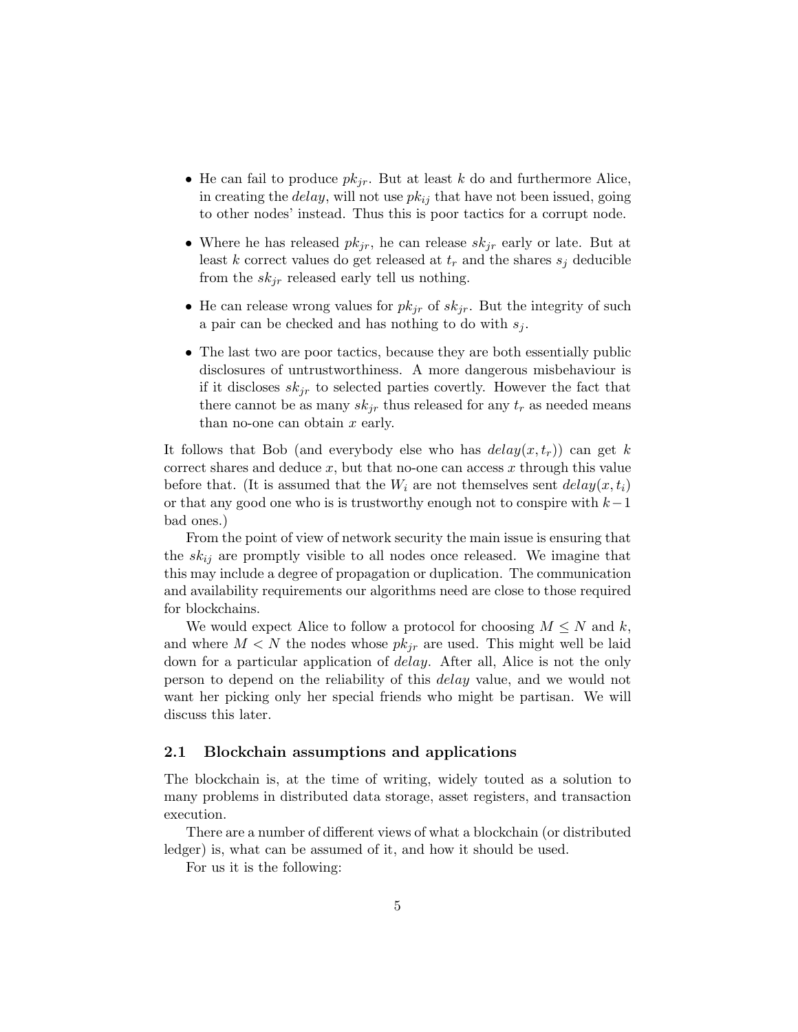- He can fail to produce $pk_{jr}$. But at least $k$ do and furthermore Alice, in creating the *delay*, will not use $pk_{ij}$ that have not been issued, going to other nodes' instead. Thus this is poor tactics for a corrupt node.
- Where he has released $pk_{jr}$, he can release $sk_{jr}$ early or late. But at least $k$ correct values do get released at $t_r$ and the shares $s_j$ deducible from the $sk_{jr}$ released early tell us nothing.
- He can release wrong values for $pk_{jr}$ of $sk_{jr}$. But the integrity of such a pair can be checked and has nothing to do with $s_j$.
- The last two are poor tactics, because they are both essentially public disclosures of untrustworthiness. A more dangerous misbehaviour is if it discloses $sk_{jr}$ to selected parties covertly. However the fact that there cannot be as many $sk_{jr}$ thus released for any $t_r$ as needed means than no-one can obtain $x$ early.

It follows that Bob (and everybody else who has $delay(x, t_r)$) can get $k$ correct shares and deduce $x$, but that no-one can access $x$ through this value before that. (It is assumed that the $W_i$ are not themselves sent $delay(x, t_i)$ or that any good one who is is trustworthy enough not to conspire with $k-1$ bad ones.)

From the point of view of network security the main issue is ensuring that the $sk_{ij}$ are promptly visible to all nodes once released. We imagine that this may include a degree of propagation or duplication. The communication and availability requirements our algorithms need are close to those required for blockchains.

We would expect Alice to follow a protocol for choosing $M \leq N$ and $k$, and where $M < N$ the nodes whose $pk_{jr}$ are used. This might well be laid down for a particular application of *delay*. After all, Alice is not the only person to depend on the reliability of this *delay* value, and we would not want her picking only her special friends who might be partisan. We will discuss this later.

### 2.1 Blockchain assumptions and applications

The blockchain is, at the time of writing, widely touted as a solution to many problems in distributed data storage, asset registers, and transaction execution.

There are a number of different views of what a blockchain (or distributed ledger) is, what can be assumed of it, and how it should be used.

For us it is the following: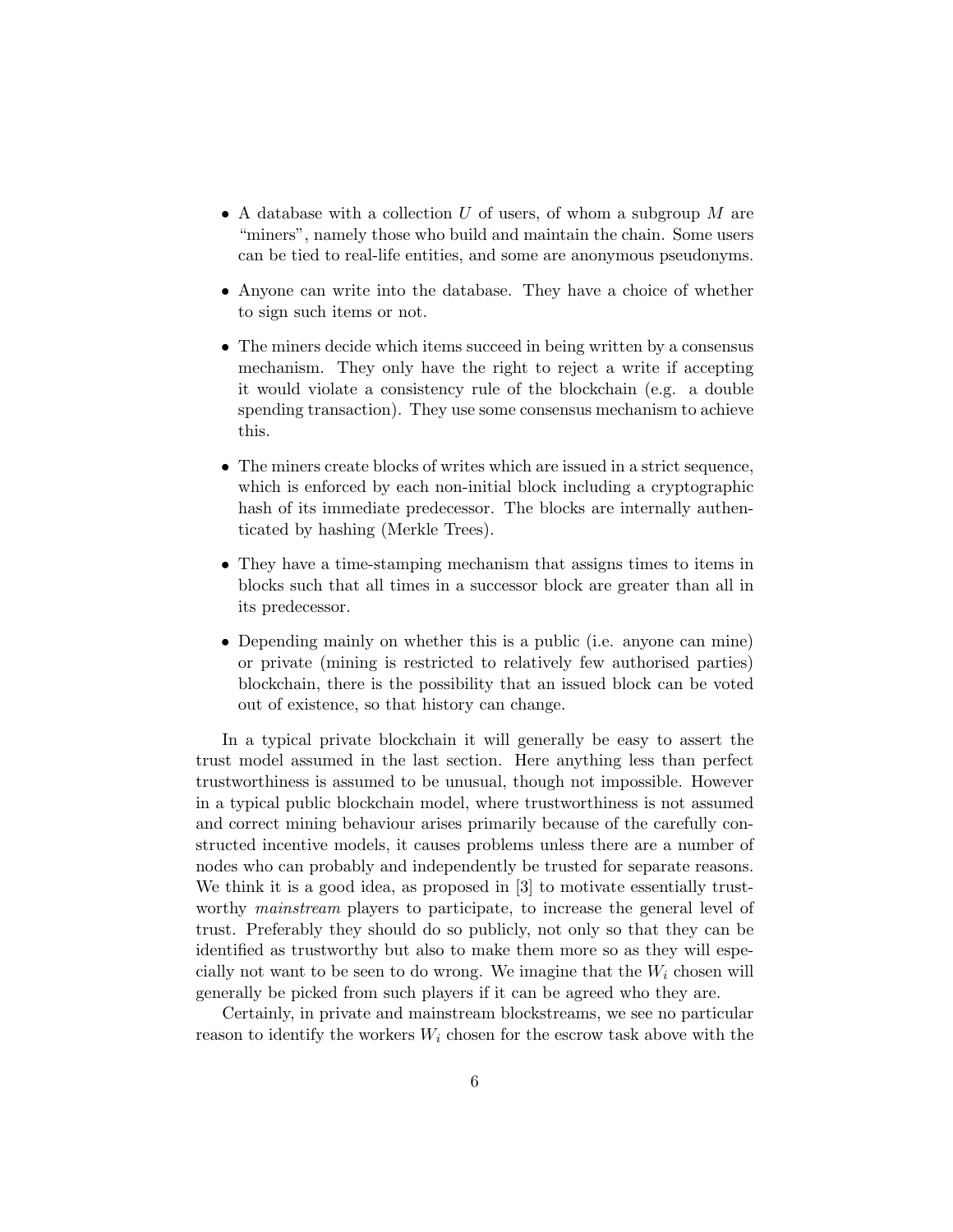- A database with a collection $U$ of users, of whom a subgroup $M$ are "miners", namely those who build and maintain the chain. Some users can be tied to real-life entities, and some are anonymous pseudonyms.
- Anyone can write into the database. They have a choice of whether to sign such items or not.
- The miners decide which items succeed in being written by a consensus mechanism. They only have the right to reject a write if accepting it would violate a consistency rule of the blockchain (e.g. a double spending transaction). They use some consensus mechanism to achieve this.
- The miners create blocks of writes which are issued in a strict sequence, which is enforced by each non-initial block including a cryptographic hash of its immediate predecessor. The blocks are internally authenticated by hashing (Merkle Trees).
- They have a time-stamping mechanism that assigns times to items in blocks such that all times in a successor block are greater than all in its predecessor.
- Depending mainly on whether this is a public (i.e. anyone can mine) or private (mining is restricted to relatively few authorised parties) blockchain, there is the possibility that an issued block can be voted out of existence, so that history can change.

In a typical private blockchain it will generally be easy to assert the trust model assumed in the last section. Here anything less than perfect trustworthiness is assumed to be unusual, though not impossible. However in a typical public blockchain model, where trustworthiness is not assumed and correct mining behaviour arises primarily because of the carefully constructed incentive models, it causes problems unless there are a number of nodes who can probably and independently be trusted for separate reasons. We think it is a good idea, as proposed in [3] to motivate essentially trustworthy *mainstream* players to participate, to increase the general level of trust. Preferably they should do so publicly, not only so that they can be identified as trustworthy but also to make them more so as they will especially not want to be seen to do wrong. We imagine that the $W_i$ chosen will generally be picked from such players if it can be agreed who they are.

Certainly, in private and mainstream blockstreams, we see no particular reason to identify the workers $W_i$ chosen for the escrow task above with the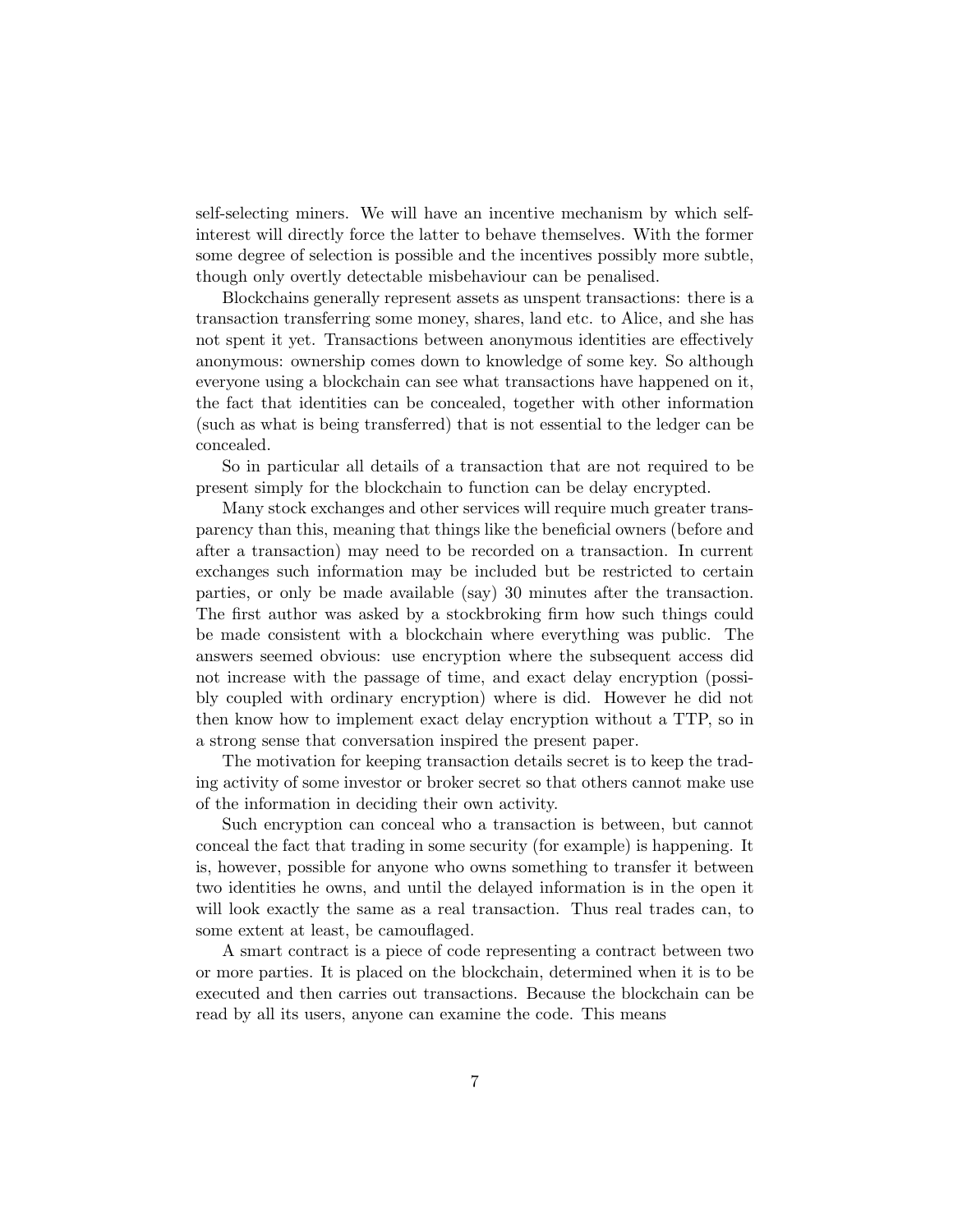self-selecting miners. We will have an incentive mechanism by which self-interest will directly force the latter to behave themselves. With the former some degree of selection is possible and the incentives possibly more subtle, though only overtly detectable misbehaviour can be penalised.

Blockchains generally represent assets as unspent transactions: there is a transaction transferring some money, shares, land etc. to Alice, and she has not spent it yet. Transactions between anonymous identities are effectively anonymous: ownership comes down to knowledge of some key. So although everyone using a blockchain can see what transactions have happened on it, the fact that identities can be concealed, together with other information (such as what is being transferred) that is not essential to the ledger can be concealed.

So in particular all details of a transaction that are not required to be present simply for the blockchain to function can be delay encrypted.

Many stock exchanges and other services will require much greater transparency than this, meaning that things like the beneficial owners (before and after a transaction) may need to be recorded on a transaction. In current exchanges such information may be included but be restricted to certain parties, or only be made available (say) 30 minutes after the transaction. The first author was asked by a stockbroking firm how such things could be made consistent with a blockchain where everything was public. The answers seemed obvious: use encryption where the subsequent access did not increase with the passage of time, and exact delay encryption (possibly coupled with ordinary encryption) where is did. However he did not then know how to implement exact delay encryption without a TTP, so in a strong sense that conversation inspired the present paper.

The motivation for keeping transaction details secret is to keep the trading activity of some investor or broker secret so that others cannot make use of the information in deciding their own activity.

Such encryption can conceal who a transaction is between, but cannot conceal the fact that trading in some security (for example) is happening. It is, however, possible for anyone who owns something to transfer it between two identities he owns, and until the delayed information is in the open it will look exactly the same as a real transaction. Thus real trades can, to some extent at least, be camouflaged.

A smart contract is a piece of code representing a contract between two or more parties. It is placed on the blockchain, determined when it is to be executed and then carries out transactions. Because the blockchain can be read by all its users, anyone can examine the code. This means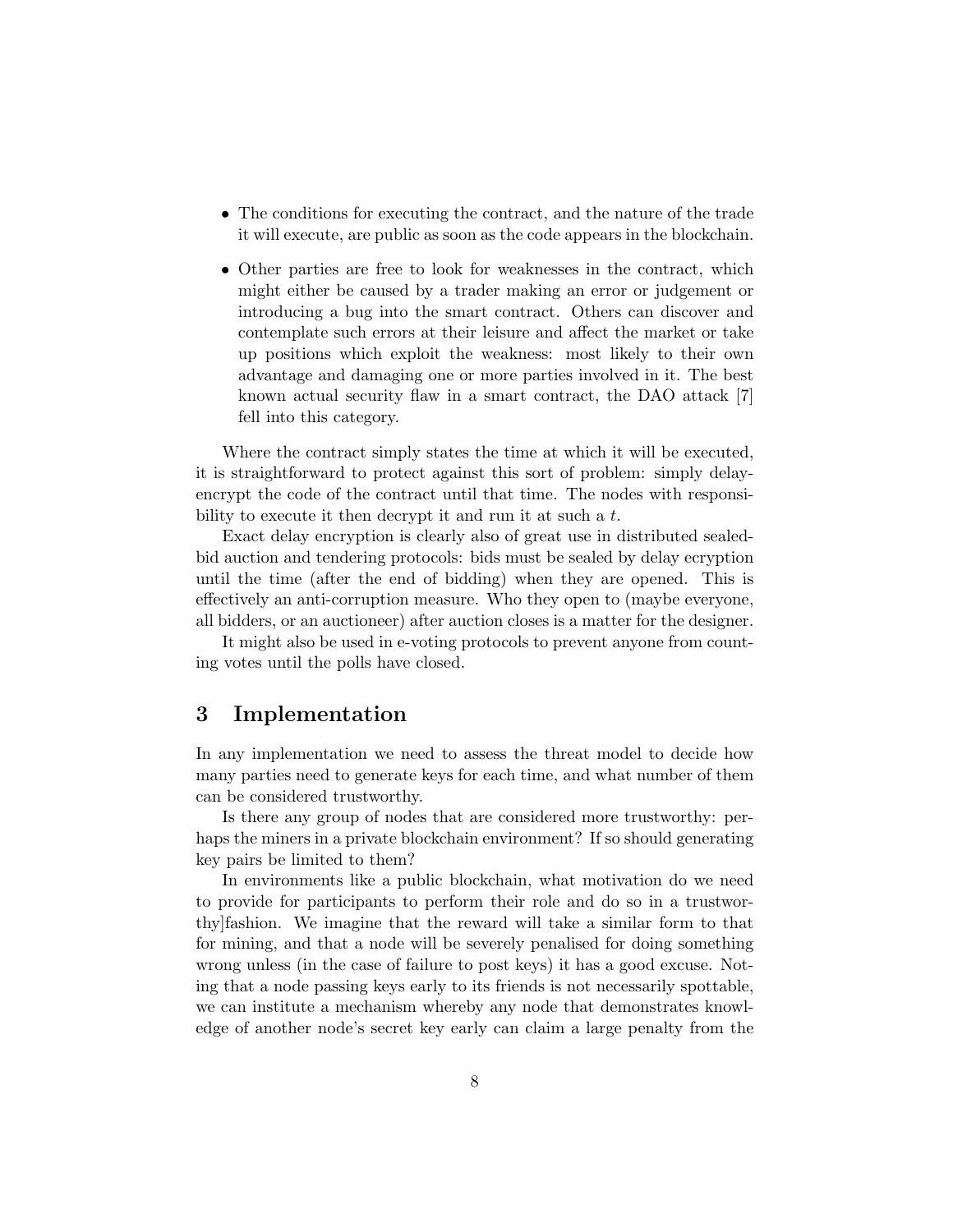- The conditions for executing the contract, and the nature of the trade it will execute, are public as soon as the code appears in the blockchain.
- Other parties are free to look for weaknesses in the contract, which might either be caused by a trader making an error or judgement or introducing a bug into the smart contract. Others can discover and contemplate such errors at their leisure and affect the market or take up positions which exploit the weakness: most likely to their own advantage and damaging one or more parties involved in it. The best known actual security flaw in a smart contract, the DAO attack [7] fell into this category.

Where the contract simply states the time at which it will be executed, it is straightforward to protect against this sort of problem: simply delay-encrypt the code of the contract until that time. The nodes with responsibility to execute it then decrypt it and run it at such a $t$.

Exact delay encryption is clearly also of great use in distributed sealed-bid auction and tendering protocols: bids must be sealed by delay ecryption until the time (after the end of bidding) when they are opened. This is effectively an anti-corruption measure. Who they open to (maybe everyone, all bidders, or an auctioneer) after auction closes is a matter for the designer.

It might also be used in e-voting protocols to prevent anyone from counting votes until the polls have closed.

# 3 Implementation

In any implementation we need to assess the threat model to decide how many parties need to generate keys for each time, and what number of them can be considered trustworthy.

Is there any group of nodes that are considered more trustworthy: perhaps the miners in a private blockchain environment? If so should generating key pairs be limited to them?

In environments like a public blockchain, what motivation do we need to provide for participants to perform their role and do so in a trustworthy]fashion. We imagine that the reward will take a similar form to that for mining, and that a node will be severely penalised for doing something wrong unless (in the case of failure to post keys) it has a good excuse. Noting that a node passing keys early to its friends is not necessarily spottable, we can institute a mechanism whereby any node that demonstrates knowledge of another node's secret key early can claim a large penalty from the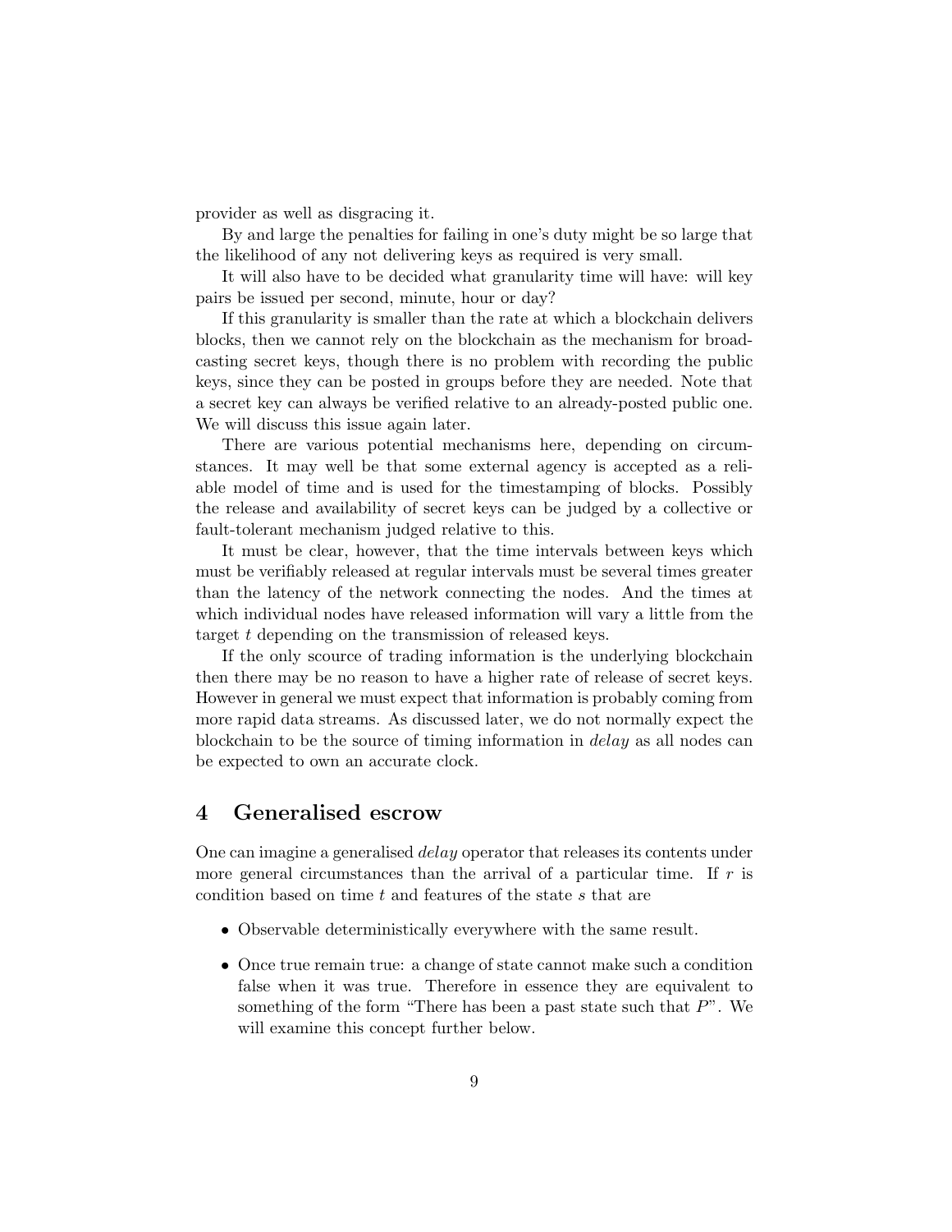provider as well as disgracing it.

By and large the penalties for failing in one's duty might be so large that the likelihood of any not delivering keys as required is very small.

It will also have to be decided what granularity time will have: will key pairs be issued per second, minute, hour or day?

If this granularity is smaller than the rate at which a blockchain delivers blocks, then we cannot rely on the blockchain as the mechanism for broadcasting secret keys, though there is no problem with recording the public keys, since they can be posted in groups before they are needed. Note that a secret key can always be verified relative to an already-posted public one. We will discuss this issue again later.

There are various potential mechanisms here, depending on circumstances. It may well be that some external agency is accepted as a reliable model of time and is used for the timestamping of blocks. Possibly the release and availability of secret keys can be judged by a collective or fault-tolerant mechanism judged relative to this.

It must be clear, however, that the time intervals between keys which must be verifiably released at regular intervals must be several times greater than the latency of the network connecting the nodes. And the times at which individual nodes have released information will vary a little from the target $t$ depending on the transmission of released keys.

If the only scource of trading information is the underlying blockchain then there may be no reason to have a higher rate of release of secret keys. However in general we must expect that information is probably coming from more rapid data streams. As discussed later, we do not normally expect the blockchain to be the source of timing information in *delay* as all nodes can be expected to own an accurate clock.

## 4 Generalised escrow

One can imagine a generalised *delay* operator that releases its contents under more general circumstances than the arrival of a particular time. If $r$ is condition based on time $t$ and features of the state $s$ that are

- Observable deterministically everywhere with the same result.
- Once true remain true: a change of state cannot make such a condition false when it was true. Therefore in essence they are equivalent to something of the form "There has been a past state such that $P$". We will examine this concept further below.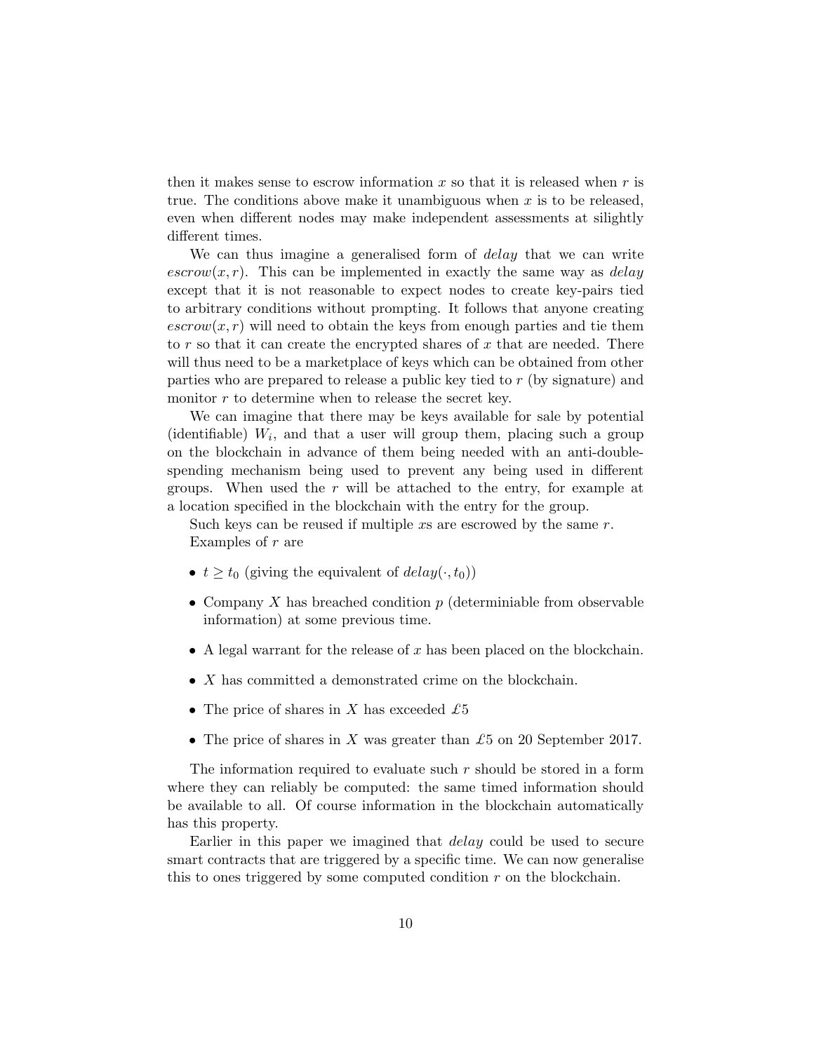then it makes sense to escrow information $x$ so that it is released when $r$ is true. The conditions above make it unambiguous when $x$ is to be released, even when different nodes may make independent assessments at silightly different times.

We can thus imagine a generalised form of *delay* that we can write $escrow(x, r)$. This can be implemented in exactly the same way as *delay* except that it is not reasonable to expect nodes to create key-pairs tied to arbitrary conditions without prompting. It follows that anyone creating $escrow(x, r)$ will need to obtain the keys from enough parties and tie them to $r$ so that it can create the encrypted shares of $x$ that are needed. There will thus need to be a marketplace of keys which can be obtained from other parties who are prepared to release a public key tied to $r$ (by signature) and monitor $r$ to determine when to release the secret key.

We can imagine that there may be keys available for sale by potential (identifiable) $W_i$, and that a user will group them, placing such a group on the blockchain in advance of them being needed with an anti-double-spending mechanism being used to prevent any being used in different groups. When used the $r$ will be attached to the entry, for example at a location specified in the blockchain with the entry for the group.

Such keys can be reused if multiple $x$s are escrowed by the same $r$.

Examples of $r$ are

- $t \geq t_0$ (giving the equivalent of $delay(\cdot, t_0)$)
- Company $X$ has breached condition $p$ (determiniable from observable information) at some previous time.
- A legal warrant for the release of $x$ has been placed on the blockchain.
- $X$ has committed a demonstrated crime on the blockchain.
- The price of shares in $X$ has exceeded £5
- The price of shares in $X$ was greater than £5 on 20 September 2017.

The information required to evaluate such $r$ should be stored in a form where they can reliably be computed: the same timed information should be available to all. Of course information in the blockchain automatically has this property.

Earlier in this paper we imagined that *delay* could be used to secure smart contracts that are triggered by a specific time. We can now generalise this to ones triggered by some computed condition $r$ on the blockchain.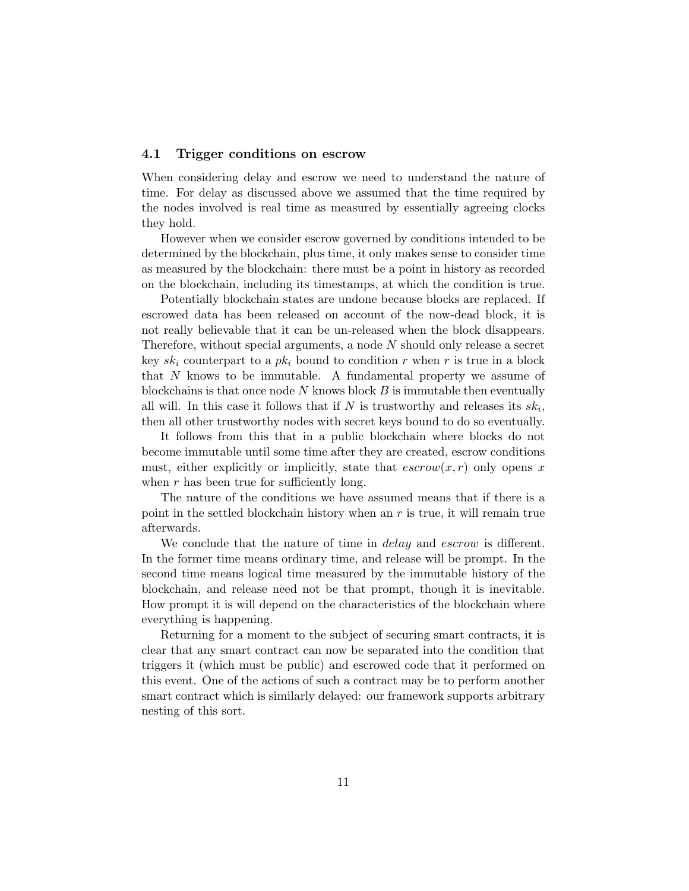### 4.1 Trigger conditions on escrow

When considering delay and escrow we need to understand the nature of time. For delay as discussed above we assumed that the time required by the nodes involved is real time as measured by essentially agreeing clocks they hold.

However when we consider escrow governed by conditions intended to be determined by the blockchain, plus time, it only makes sense to consider time as measured by the blockchain: there must be a point in history as recorded on the blockchain, including its timestamps, at which the condition is true.

Potentially blockchain states are undone because blocks are replaced. If escrowed data has been released on account of the now-dead block, it is not really believable that it can be un-released when the block disappears. Therefore, without special arguments, a node $N$ should only release a secret key $sk_i$ counterpart to a $pk_i$ bound to condition $r$ when $r$ is true in a block that $N$ knows to be immutable. A fundamental property we assume of blockchains is that once node $N$ knows block $B$ is immutable then eventually all will. In this case it follows that if $N$ is trustworthy and releases its $sk_i$, then all other trustworthy nodes with secret keys bound to do so eventually.

It follows from this that in a public blockchain where blocks do not become immutable until some time after they are created, escrow conditions must, either explicitly or implicitly, state that $escrow(x, r)$ only opens $x$ when $r$ has been true for sufficiently long.

The nature of the conditions we have assumed means that if there is a point in the settled blockchain history when an $r$ is true, it will remain true afterwards.

We conclude that the nature of time in *delay* and *escrow* is different. In the former time means ordinary time, and release will be prompt. In the second time means logical time measured by the immutable history of the blockchain, and release need not be that prompt, though it is inevitable. How prompt it is will depend on the characteristics of the blockchain where everything is happening.

Returning for a moment to the subject of securing smart contracts, it is clear that any smart contract can now be separated into the condition that triggers it (which must be public) and escrowed code that it performed on this event. One of the actions of such a contract may be to perform another smart contract which is similarly delayed: our framework supports arbitrary nesting of this sort.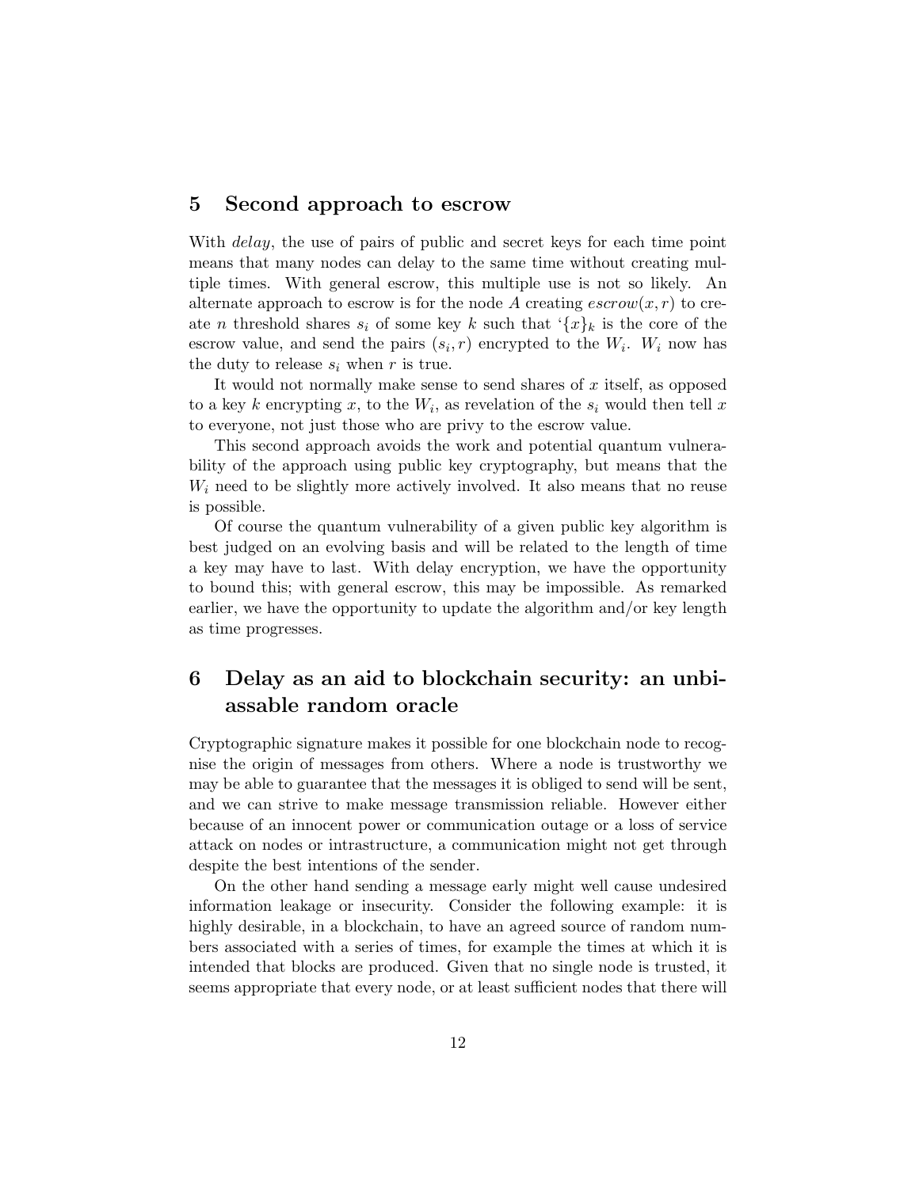## 5 Second approach to escrow

With *delay*, the use of pairs of public and secret keys for each time point means that many nodes can delay to the same time without creating multiple times. With general escrow, this multiple use is not so likely. An alternate approach to escrow is for the node $A$ creating $escrow(x, r)$ to create $n$ threshold shares $s_i$ of some key $k$ such that '$\{x\}_k$ is the core of the escrow value, and send the pairs $(s_i, r)$ encrypted to the $W_i$. $W_i$ now has the duty to release $s_i$ when $r$ is true.

It would not normally make sense to send shares of $x$ itself, as opposed to a key $k$ encrypting $x$, to the $W_i$, as revelation of the $s_i$ would then tell $x$ to everyone, not just those who are privy to the escrow value.

This second approach avoids the work and potential quantum vulnerability of the approach using public key cryptography, but means that the $W_i$ need to be slightly more actively involved. It also means that no reuse is possible.

Of course the quantum vulnerability of a given public key algorithm is best judged on an evolving basis and will be related to the length of time a key may have to last. With delay encryption, we have the opportunity to bound this; with general escrow, this may be impossible. As remarked earlier, we have the opportunity to update the algorithm and/or key length as time progresses.

## 6 Delay as an aid to blockchain security: an unbiassable random oracle

Cryptographic signature makes it possible for one blockchain node to recognise the origin of messages from others. Where a node is trustworthy we may be able to guarantee that the messages it is obliged to send will be sent, and we can strive to make message transmission reliable. However either because of an innocent power or communication outage or a loss of service attack on nodes or intrastructure, a communication might not get through despite the best intentions of the sender.

On the other hand sending a message early might well cause undesired information leakage or insecurity. Consider the following example: it is highly desirable, in a blockchain, to have an agreed source of random numbers associated with a series of times, for example the times at which it is intended that blocks are produced. Given that no single node is trusted, it seems appropriate that every node, or at least sufficient nodes that there will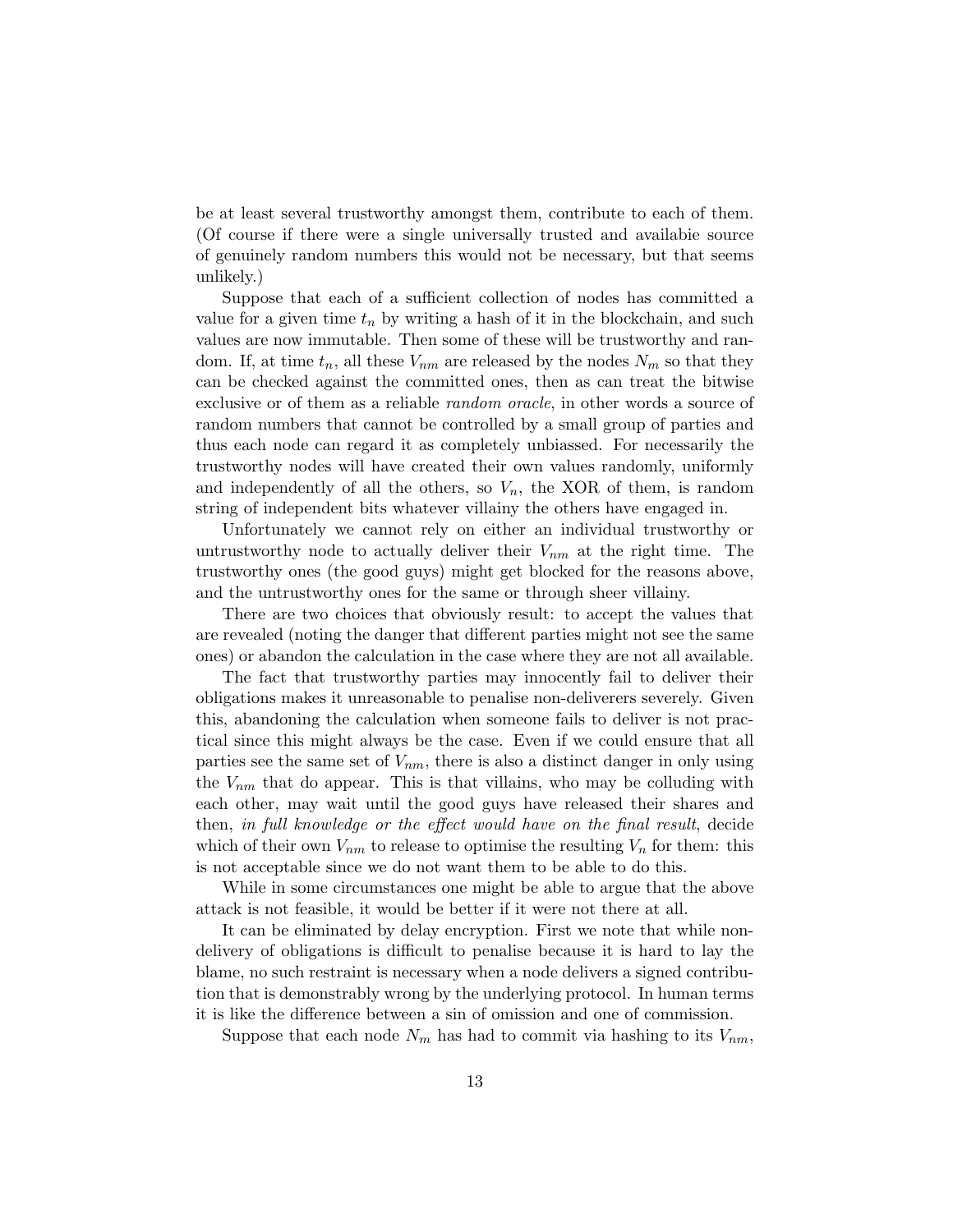be at least several trustworthy amongst them, contribute to each of them. (Of course if there were a single universally trusted and availabie source of genuinely random numbers this would not be necessary, but that seems unlikely.)

Suppose that each of a sufficient collection of nodes has committed a value for a given time $t_n$ by writing a hash of it in the blockchain, and such values are now immutable. Then some of these will be trustworthy and random. If, at time $t_n$, all these $V_{nm}$ are released by the nodes $N_m$ so that they can be checked against the committed ones, then as can treat the bitwise exclusive or of them as a reliable *random oracle*, in other words a source of random numbers that cannot be controlled by a small group of parties and thus each node can regard it as completely unbiassed. For necessarily the trustworthy nodes will have created their own values randomly, uniformly and independently of all the others, so $V_n$, the XOR of them, is random string of independent bits whatever villainy the others have engaged in.

Unfortunately we cannot rely on either an individual trustworthy or untrustworthy node to actually deliver their $V_{nm}$ at the right time. The trustworthy ones (the good guys) might get blocked for the reasons above, and the untrustworthy ones for the same or through sheer villainy.

There are two choices that obviously result: to accept the values that are revealed (noting the danger that different parties might not see the same ones) or abandon the calculation in the case where they are not all available.

The fact that trustworthy parties may innocently fail to deliver their obligations makes it unreasonable to penalise non-deliverers severely. Given this, abandoning the calculation when someone fails to deliver is not practical since this might always be the case. Even if we could ensure that all parties see the same set of $V_{nm}$, there is also a distinct danger in only using the $V_{nm}$ that do appear. This is that villains, who may be colluding with each other, may wait until the good guys have released their shares and then, *in full knowledge or the effect would have on the final result*, decide which of their own $V_{nm}$ to release to optimise the resulting $V_n$ for them: this is not acceptable since we do not want them to be able to do this.

While in some circumstances one might be able to argue that the above attack is not feasible, it would be better if it were not there at all.

It can be eliminated by delay encryption. First we note that while non-delivery of obligations is difficult to penalise because it is hard to lay the blame, no such restraint is necessary when a node delivers a signed contribution that is demonstrably wrong by the underlying protocol. In human terms it is like the difference between a sin of omission and one of commission.

Suppose that each node $N_m$ has had to commit via hashing to its $V_{nm}$,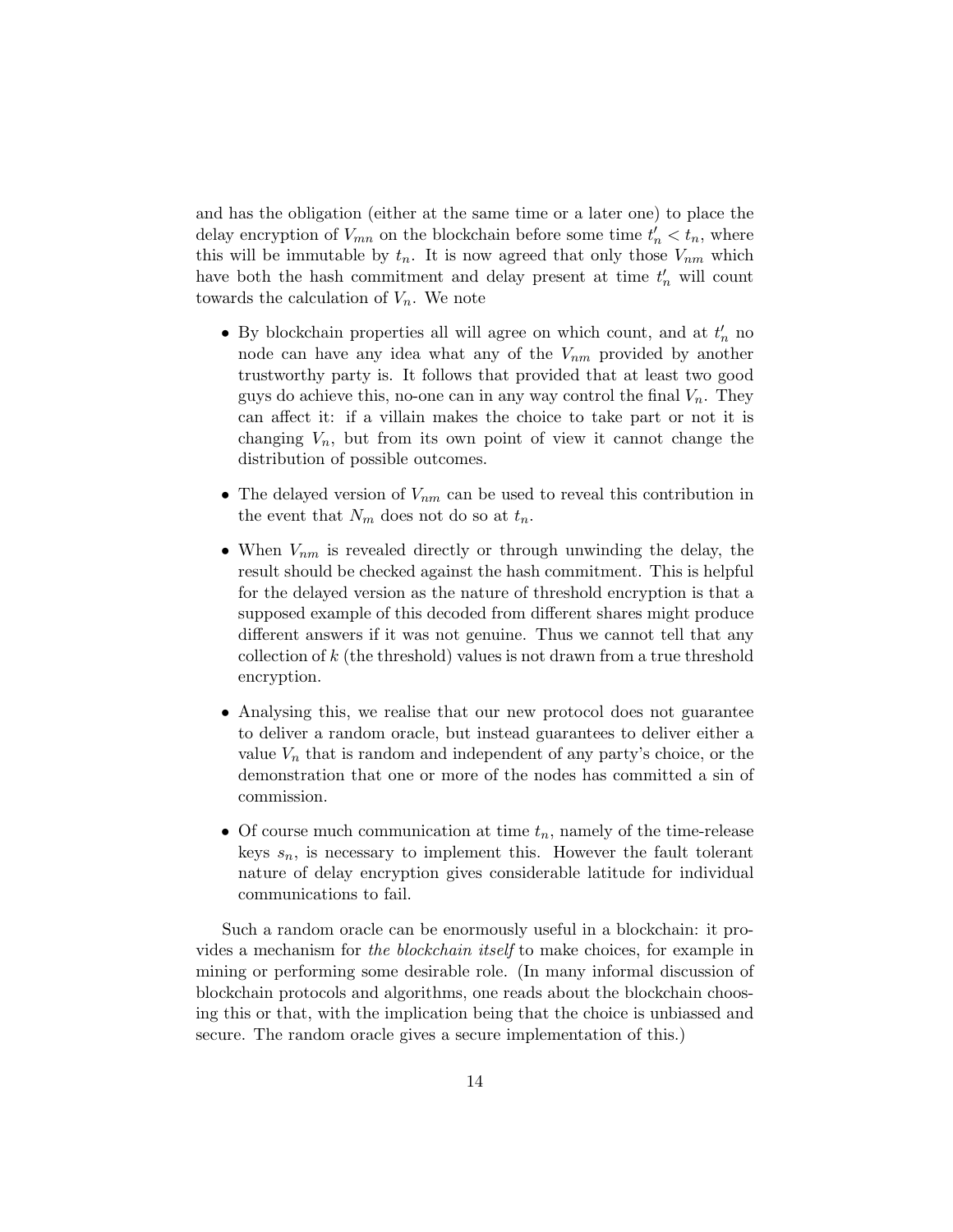and has the obligation (either at the same time or a later one) to place the delay encryption of $V_{mn}$ on the blockchain before some time $t'_n < t_n$, where this will be immutable by $t_n$. It is now agreed that only those $V_{nm}$ which have both the hash commitment and delay present at time $t'_n$ will count towards the calculation of $V_n$. We note

- By blockchain properties all will agree on which count, and at $t'_n$ no node can have any idea what any of the $V_{nm}$ provided by another trustworthy party is. It follows that provided that at least two good guys do achieve this, no-one can in any way control the final $V_n$. They can affect it: if a villain makes the choice to take part or not it is changing $V_n$, but from its own point of view it cannot change the distribution of possible outcomes.
- The delayed version of $V_{nm}$ can be used to reveal this contribution in the event that $N_m$ does not do so at $t_n$.
- When $V_{nm}$ is revealed directly or through unwinding the delay, the result should be checked against the hash commitment. This is helpful for the delayed version as the nature of threshold encryption is that a supposed example of this decoded from different shares might produce different answers if it was not genuine. Thus we cannot tell that any collection of $k$ (the threshold) values is not drawn from a true threshold encryption.
- Analysing this, we realise that our new protocol does not guarantee to deliver a random oracle, but instead guarantees to deliver either a value $V_n$ that is random and independent of any party's choice, or the demonstration that one or more of the nodes has committed a sin of commission.
- Of course much communication at time $t_n$, namely of the time-release keys $s_n$, is necessary to implement this. However the fault tolerant nature of delay encryption gives considerable latitude for individual communications to fail.

Such a random oracle can be enormously useful in a blockchain: it provides a mechanism for *the blockchain itself* to make choices, for example in mining or performing some desirable role. (In many informal discussion of blockchain protocols and algorithms, one reads about the blockchain choosing this or that, with the implication being that the choice is unbiassed and secure. The random oracle gives a secure implementation of this.)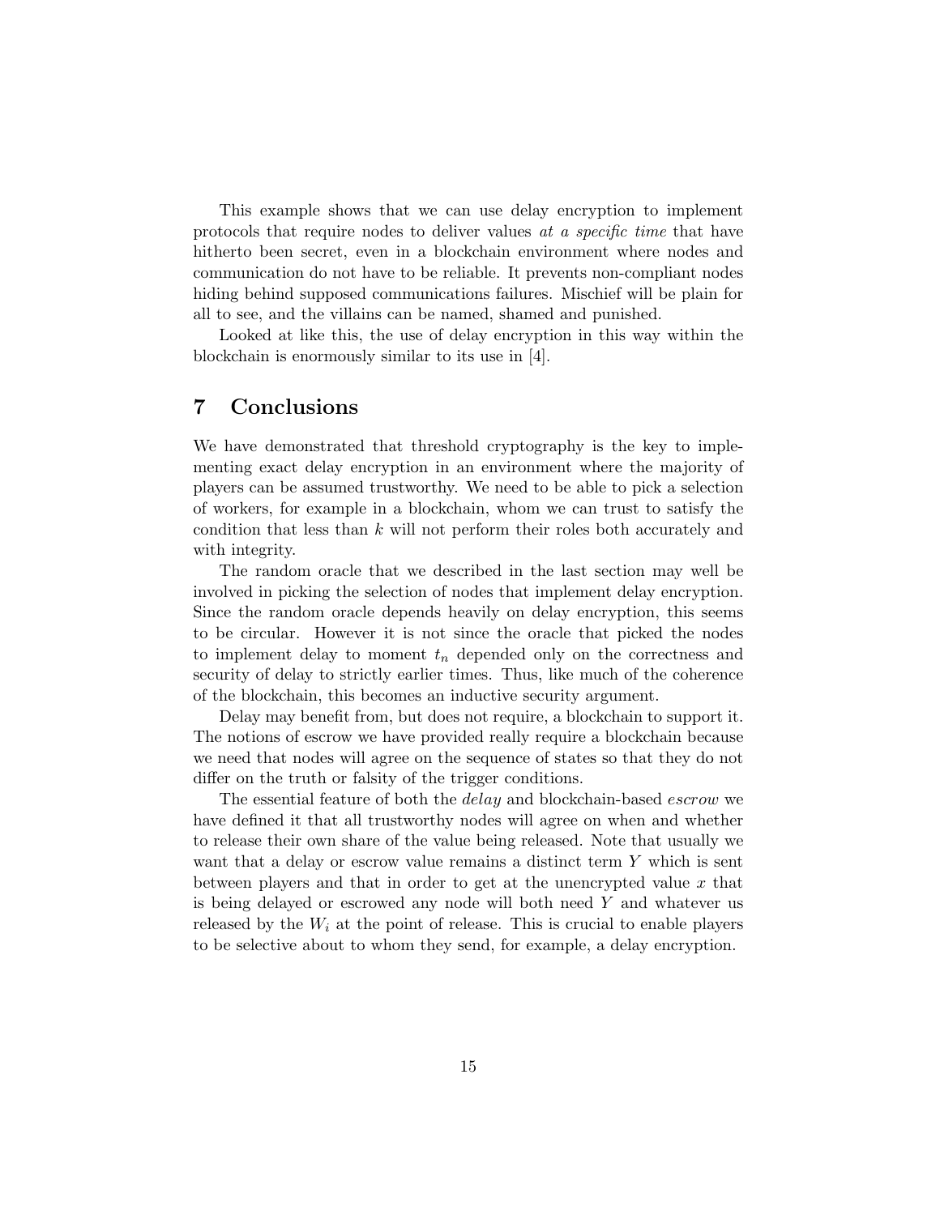This example shows that we can use delay encryption to implement protocols that require nodes to deliver values *at a specific time* that have hitherto been secret, even in a blockchain environment where nodes and communication do not have to be reliable. It prevents non-compliant nodes hiding behind supposed communications failures. Mischief will be plain for all to see, and the villains can be named, shamed and punished.

Looked at like this, the use of delay encryption in this way within the blockchain is enormously similar to its use in [4].

# 7 Conclusions

We have demonstrated that threshold cryptography is the key to implementing exact delay encryption in an environment where the majority of players can be assumed trustworthy. We need to be able to pick a selection of workers, for example in a blockchain, whom we can trust to satisfy the condition that less than $k$ will not perform their roles both accurately and with integrity.

The random oracle that we described in the last section may well be involved in picking the selection of nodes that implement delay encryption. Since the random oracle depends heavily on delay encryption, this seems to be circular. However it is not since the oracle that picked the nodes to implement delay to moment $t_n$ depended only on the correctness and security of delay to strictly earlier times. Thus, like much of the coherence of the blockchain, this becomes an inductive security argument.

Delay may benefit from, but does not require, a blockchain to support it. The notions of escrow we have provided really require a blockchain because we need that nodes will agree on the sequence of states so that they do not differ on the truth or falsity of the trigger conditions.

The essential feature of both the *delay* and blockchain-based *escrow* we have defined it that all trustworthy nodes will agree on when and whether to release their own share of the value being released. Note that usually we want that a delay or escrow value remains a distinct term $Y$ which is sent between players and that in order to get at the unencrypted value $x$ that is being delayed or escrowed any node will both need $Y$ and whatever us released by the $W_i$ at the point of release. This is crucial to enable players to be selective about to whom they send, for example, a delay encryption.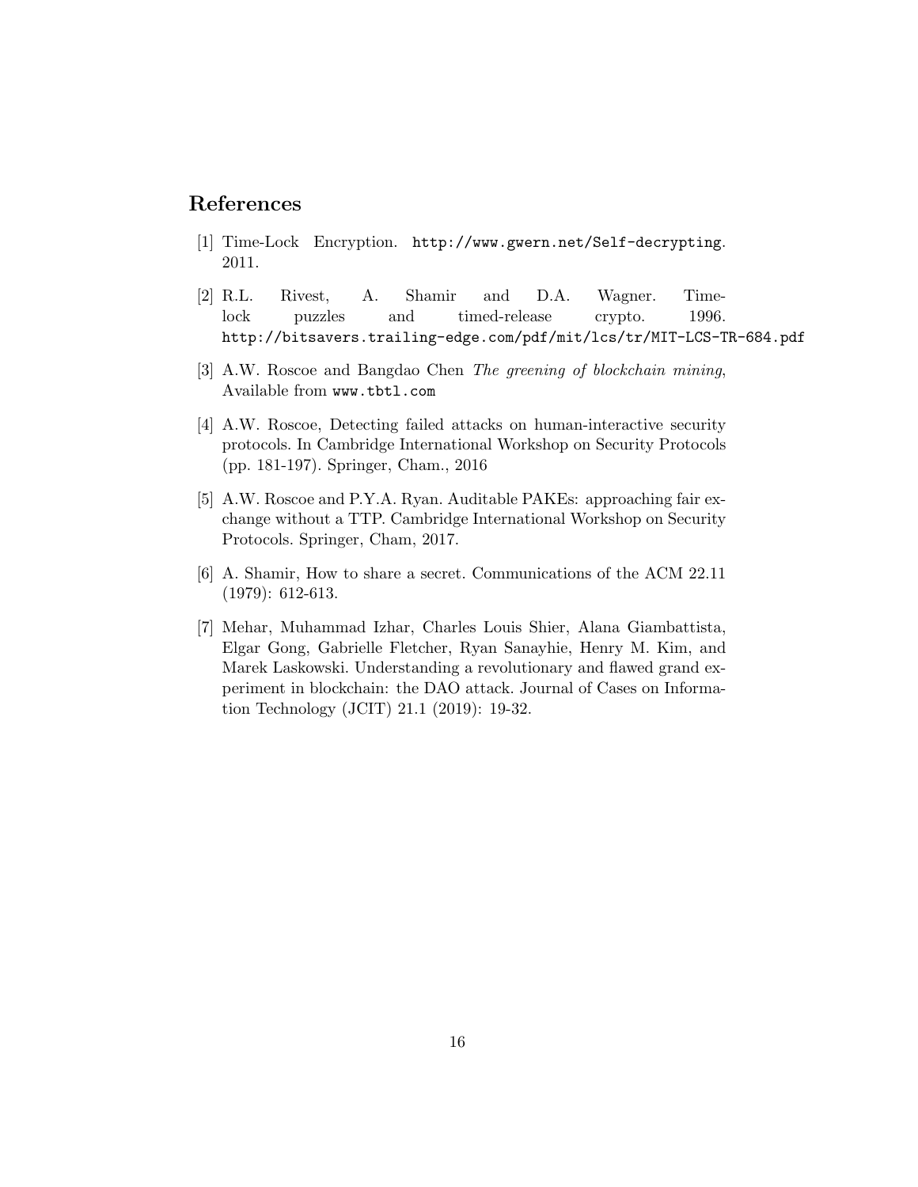## References

[1] Time-Lock Encryption. http://www.gwern.net/Self-decrypting. 2011.

[2] R.L. Rivest, A. Shamir and D.A. Wagner. Time-lock puzzles and timed-release crypto. 1996. http://bitsavers.trailing-edge.com/pdf/mit/lcs/tr/MIT-LCS-TR-684.pdf

[3] A.W. Roscoe and Bangdao Chen *The greening of blockchain mining*, Available from www.tbtl.com

[4] A.W. Roscoe, Detecting failed attacks on human-interactive security protocols. In Cambridge International Workshop on Security Protocols (pp. 181-197). Springer, Cham., 2016

[5] A.W. Roscoe and P.Y.A. Ryan. Auditable PAKEs: approaching fair exchange without a TTP. Cambridge International Workshop on Security Protocols. Springer, Cham, 2017.

[6] A. Shamir, How to share a secret. Communications of the ACM 22.11 (1979): 612-613.

[7] Mehar, Muhammad Izhar, Charles Louis Shier, Alana Giambattista, Elgar Gong, Gabrielle Fletcher, Ryan Sanayhie, Henry M. Kim, and Marek Laskowski. Understanding a revolutionary and flawed grand experiment in blockchain: the DAO attack. Journal of Cases on Information Technology (JCIT) 21.1 (2019): 19-32.